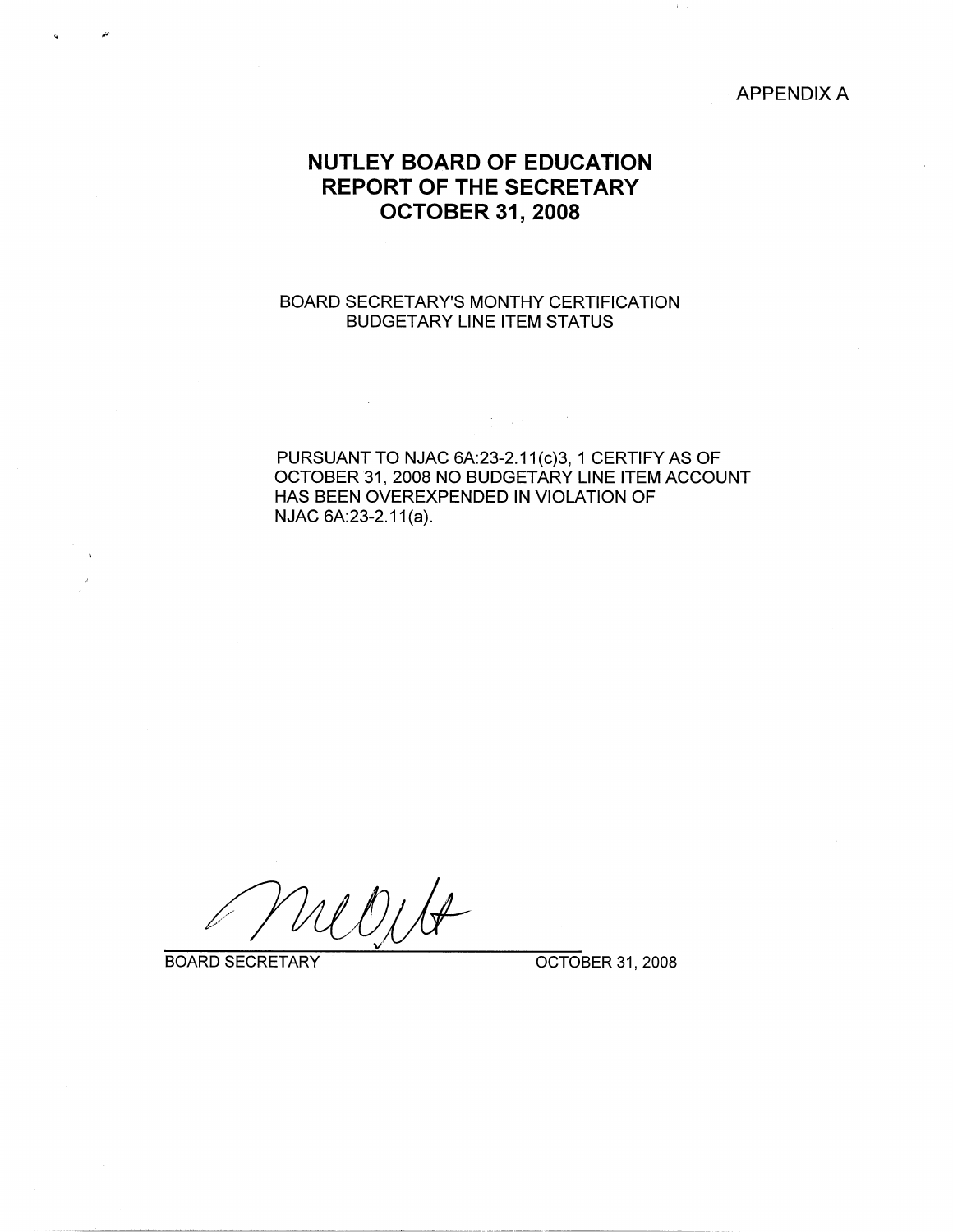APPENDIX A

# NUTLEY BOARD OF EDUCATION
# REPORT OF THE SECRETARY
# OCTOBER 31, 2008

BOARD SECRETARY'S MONTHY CERTIFICATION
BUDGETARY LINE ITEM STATUS

PURSUANT TO NJAC 6A:23-2.11(c)3, 1 CERTIFY AS OF OCTOBER 31, 2008 NO BUDGETARY LINE ITEM ACCOUNT HAS BEEN OVEREXPENDED IN VIOLATION OF NJAC 6A:23-2.11(a).

BOARD SECRETARY &nbsp;&nbsp;&nbsp;&nbsp;&nbsp;&nbsp;&nbsp;&nbsp; OCTOBER 31, 2008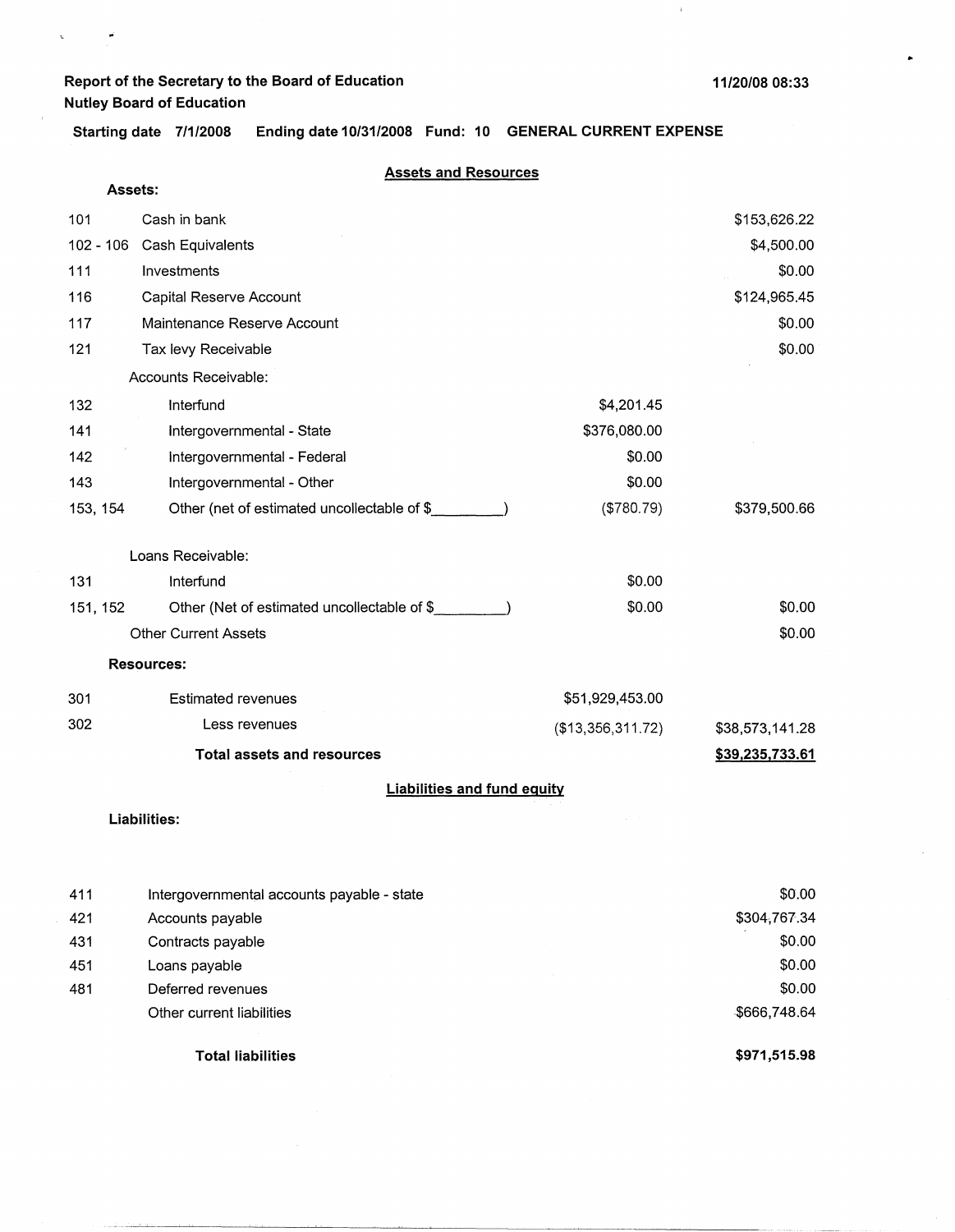**Report of the Secretary to the Board of Education**
**Nutley Board of Education**

**11/20/08 08:33**

**Starting date 7/1/2008 Ending date 10/31/2008 Fund: 10 GENERAL CURRENT EXPENSE**

## Assets and Resources

**Assets:**

| Code | Description | | Amount |
|---|---|---|---|
| 101 | Cash in bank | | $153,626.22 |
| 102 - 106 | Cash Equivalents | | $4,500.00 |
| 111 | Investments | | $0.00 |
| 116 | Capital Reserve Account | | $124,965.45 |
| 117 | Maintenance Reserve Account | | $0.00 |
| 121 | Tax levy Receivable | | $0.00 |
| | Accounts Receivable: | | |
| 132 | Interfund | $4,201.45 | |
| 141 | Intergovernmental - State | $376,080.00 | |
| 142 | Intergovernmental - Federal | $0.00 | |
| 143 | Intergovernmental - Other | $0.00 | |
| 153, 154 | Other (net of estimated uncollectable of $_________) | ($780.79) | $379,500.66 |
| | Loans Receivable: | | |
| 131 | Interfund | $0.00 | |
| 151, 152 | Other (Net of estimated uncollectable of $_________) | $0.00 | $0.00 |
| | Other Current Assets | | $0.00 |

**Resources:**

| Code | Description | | Amount |
|---|---|---|---|
| 301 | Estimated revenues | $51,929,453.00 | |
| 302 | Less revenues | ($13,356,311.72) | $38,573,141.28 |
| | **Total assets and resources** | | **$39,235,733.61** |

## Liabilities and fund equity

**Liabilities:**

| Code | Description | Amount |
|---|---|---|
| 411 | Intergovernmental accounts payable - state | $0.00 |
| 421 | Accounts payable | $304,767.34 |
| 431 | Contracts payable | $0.00 |
| 451 | Loans payable | $0.00 |
| 481 | Deferred revenues | $0.00 |
| | Other current liabilities | $666,748.64 |
| | **Total liabilities** | **$971,515.98** |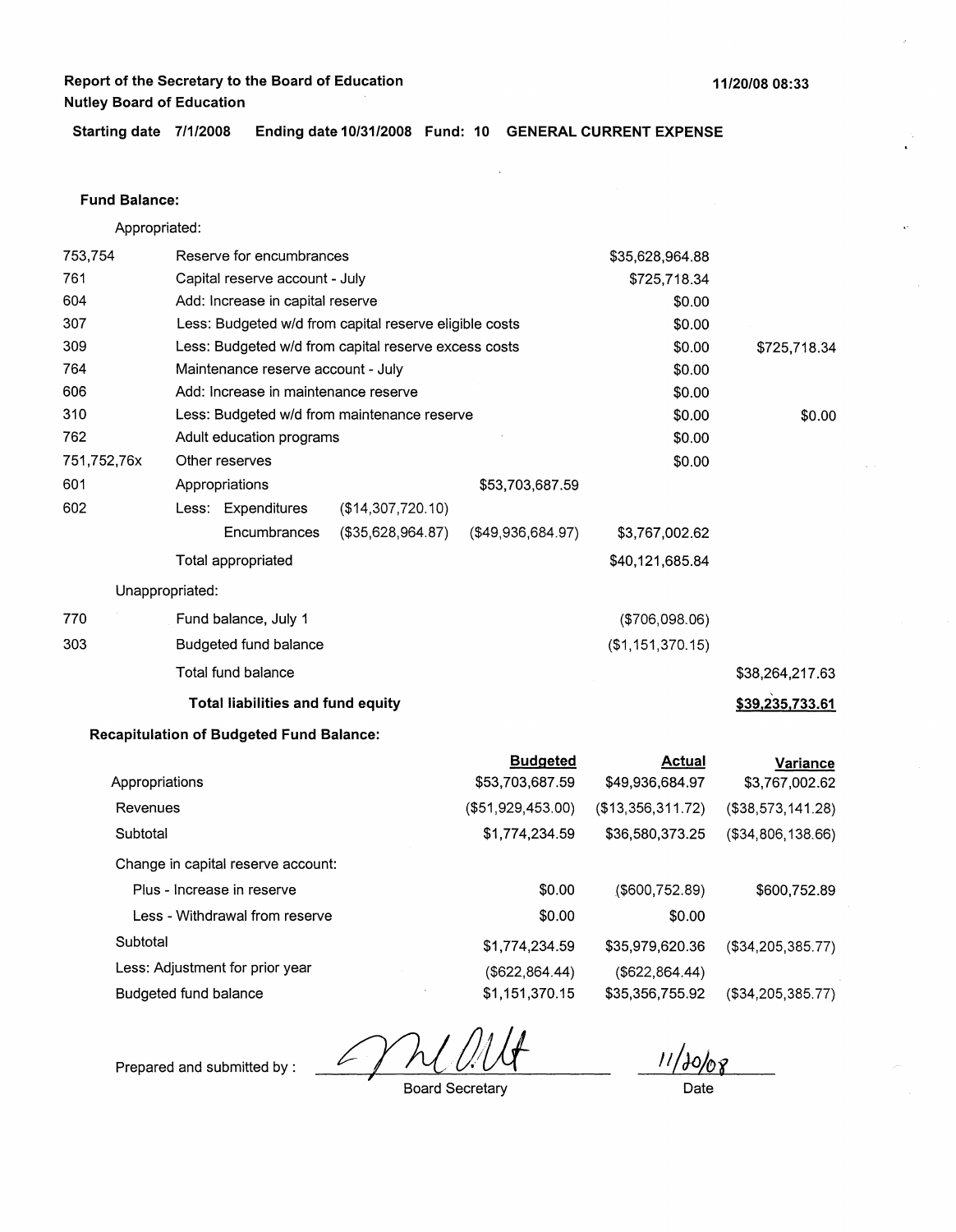**Report of the Secretary to the Board of Education**
**Nutley Board of Education**

**11/20/08 08:33**

**Starting date 7/1/2008 Ending date 10/31/2008 Fund: 10 GENERAL CURRENT EXPENSE**

**Fund Balance:**

Appropriated:

| | | | | | |
|---|---|---|---|---|---|
| 753,754 | Reserve for encumbrances | | | $35,628,964.88 | |
| 761 | Capital reserve account - July | | | $725,718.34 | |
| 604 | Add: Increase in capital reserve | | | $0.00 | |
| 307 | Less: Budgeted w/d from capital reserve eligible costs | | | $0.00 | |
| 309 | Less: Budgeted w/d from capital reserve excess costs | | | $0.00 | $725,718.34 |
| 764 | Maintenance reserve account - July | | | $0.00 | |
| 606 | Add: Increase in maintenance reserve | | | $0.00 | |
| 310 | Less: Budgeted w/d from maintenance reserve | | | $0.00 | $0.00 |
| 762 | Adult education programs | | | $0.00 | |
| 751,752,76x | Other reserves | | | $0.00 | |
| 601 | Appropriations | | $53,703,687.59 | | |
| 602 | Less: Expenditures | ($14,307,720.10) | | | |
| | Encumbrances | ($35,628,964.87) | ($49,936,684.97) | $3,767,002.62 | |
| | Total appropriated | | | $40,121,685.84 | |
| Unappropriated: | | | | | |
| 770 | Fund balance, July 1 | | | ($706,098.06) | |
| 303 | Budgeted fund balance | | | ($1,151,370.15) | |
| | Total fund balance | | | | $38,264,217.63 |
| | **Total liabilities and fund equity** | | | | **$39,235,733.61** |

**Recapitulation of Budgeted Fund Balance:**

| | Budgeted | Actual | Variance |
|---|---|---|---|
| Appropriations | $53,703,687.59 | $49,936,684.97 | $3,767,002.62 |
| Revenues | ($51,929,453.00) | ($13,356,311.72) | ($38,573,141.28) |
| Subtotal | $1,774,234.59 | $36,580,373.25 | ($34,806,138.66) |
| Change in capital reserve account: | | | |
| Plus - Increase in reserve | $0.00 | ($600,752.89) | $600,752.89 |
| Less - Withdrawal from reserve | $0.00 | $0.00 | |
| Subtotal | $1,774,234.59 | $35,979,620.36 | ($34,205,385.77) |
| Less: Adjustment for prior year | ($622,864.44) | ($622,864.44) | |
| Budgeted fund balance | $1,151,370.15 | $35,356,755.92 | ($34,205,385.77) |

Prepared and submitted by : [signature] Board Secretary 11/20/08 Date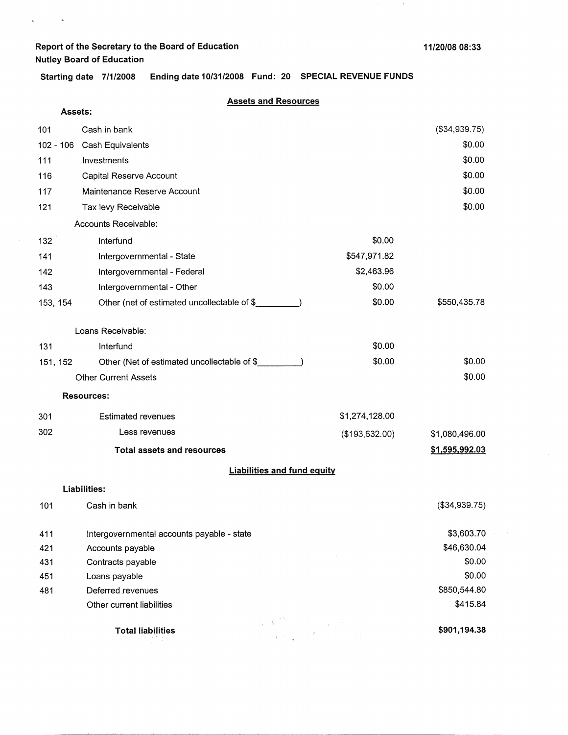**Report of the Secretary to the Board of Education**
**Nutley Board of Education**

11/20/08 08:33

**Starting date 7/1/2008 Ending date 10/31/2008 Fund: 20 SPECIAL REVENUE FUNDS**

## Assets and Resources

| Code | Description | | Amount |
|---|---|---|---|
| **Assets:** | | | |
| 101 | Cash in bank | | ($34,939.75) |
| 102 - 106 | Cash Equivalents | | $0.00 |
| 111 | Investments | | $0.00 |
| 116 | Capital Reserve Account | | $0.00 |
| 117 | Maintenance Reserve Account | | $0.00 |
| 121 | Tax levy Receivable | | $0.00 |
| | Accounts Receivable: | | |
| 132 | Interfund | $0.00 | |
| 141 | Intergovernmental - State | $547,971.82 | |
| 142 | Intergovernmental - Federal | $2,463.96 | |
| 143 | Intergovernmental - Other | $0.00 | |
| 153, 154 | Other (net of estimated uncollectable of $_________) | $0.00 | $550,435.78 |
| | Loans Receivable: | | |
| 131 | Interfund | $0.00 | |
| 151, 152 | Other (Net of estimated uncollectable of $_________) | $0.00 | $0.00 |
| | Other Current Assets | | $0.00 |
| **Resources:** | | | |
| 301 | Estimated revenues | $1,274,128.00 | |
| 302 | Less revenues | ($193,632.00) | $1,080,496.00 |
| | **Total assets and resources** | | **$1,595,992.03** |

## Liabilities and fund equity

| Code | Description | Amount |
|---|---|---|
| **Liabilities:** | | |
| 101 | Cash in bank | ($34,939.75) |
| 411 | Intergovernmental accounts payable - state | $3,603.70 |
| 421 | Accounts payable | $46,630.04 |
| 431 | Contracts payable | $0.00 |
| 451 | Loans payable | $0.00 |
| 481 | Deferred revenues | $850,544.80 |
| | Other current liabilities | $415.84 |
| | **Total liabilities** | **$901,194.38** |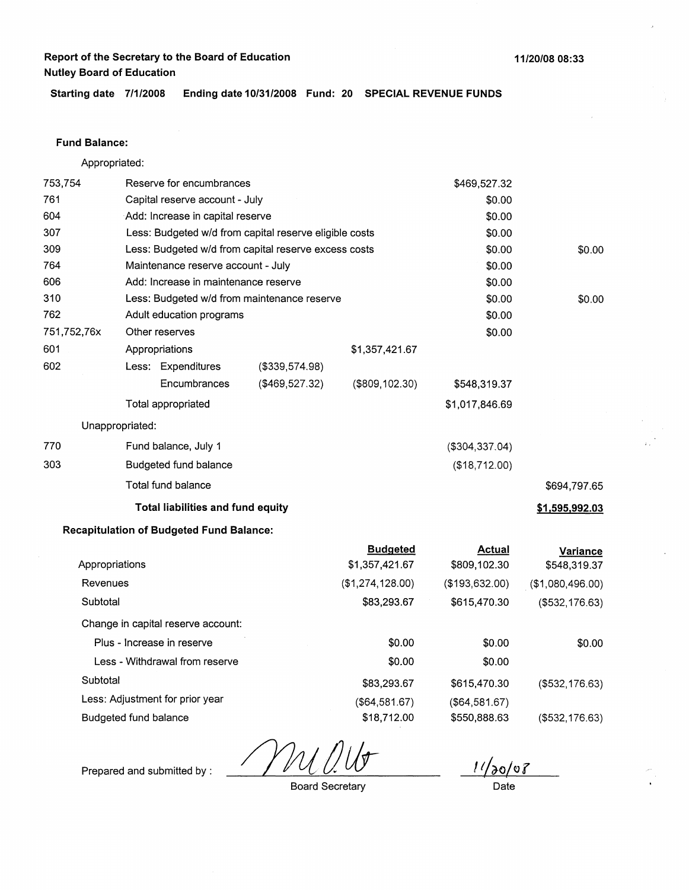**Report of the Secretary to the Board of Education**
**Nutley Board of Education**

11/20/08 08:33

**Starting date 7/1/2008 Ending date 10/31/2008 Fund: 20 SPECIAL REVENUE FUNDS**

**Fund Balance:**

Appropriated:

| Code | Description | | | | |
|---|---|---|---|---|---|
| 753,754 | Reserve for encumbrances | | | $469,527.32 | |
| 761 | Capital reserve account - July | | | $0.00 | |
| 604 | Add: Increase in capital reserve | | | $0.00 | |
| 307 | Less: Budgeted w/d from capital reserve eligible costs | | | $0.00 | |
| 309 | Less: Budgeted w/d from capital reserve excess costs | | | $0.00 | $0.00 |
| 764 | Maintenance reserve account - July | | | $0.00 | |
| 606 | Add: Increase in maintenance reserve | | | $0.00 | |
| 310 | Less: Budgeted w/d from maintenance reserve | | | $0.00 | $0.00 |
| 762 | Adult education programs | | | $0.00 | |
| 751,752,76x | Other reserves | | | $0.00 | |
| 601 | Appropriations | | $1,357,421.67 | | |
| 602 | Less: Expenditures | ($339,574.98) | | | |
| | Encumbrances | ($469,527.32) | ($809,102.30) | $548,319.37 | |
| | Total appropriated | | | $1,017,846.69 | |

Unappropriated:

| Code | Description | | |
|---|---|---|---|
| 770 | Fund balance, July 1 | ($304,337.04) | |
| 303 | Budgeted fund balance | ($18,712.00) | |
| | Total fund balance | | $694,797.65 |
| | **Total liabilities and fund equity** | | **$1,595,992.03** |

**Recapitulation of Budgeted Fund Balance:**

| | Budgeted | Actual | Variance |
|---|---|---|---|
| Appropriations | $1,357,421.67 | $809,102.30 | $548,319.37 |
| Revenues | ($1,274,128.00) | ($193,632.00) | ($1,080,496.00) |
| Subtotal | $83,293.67 | $615,470.30 | ($532,176.63) |
| Change in capital reserve account: | | | |
| Plus - Increase in reserve | $0.00 | $0.00 | $0.00 |
| Less - Withdrawal from reserve | $0.00 | $0.00 | |
| Subtotal | $83,293.67 | $615,470.30 | ($532,176.63) |
| Less: Adjustment for prior year | ($64,581.67) | ($64,581.67) | |
| Budgeted fund balance | $18,712.00 | $550,888.63 | ($532,176.63) |

Prepared and submitted by : *[signature]* Board Secretary

11/20/08 Date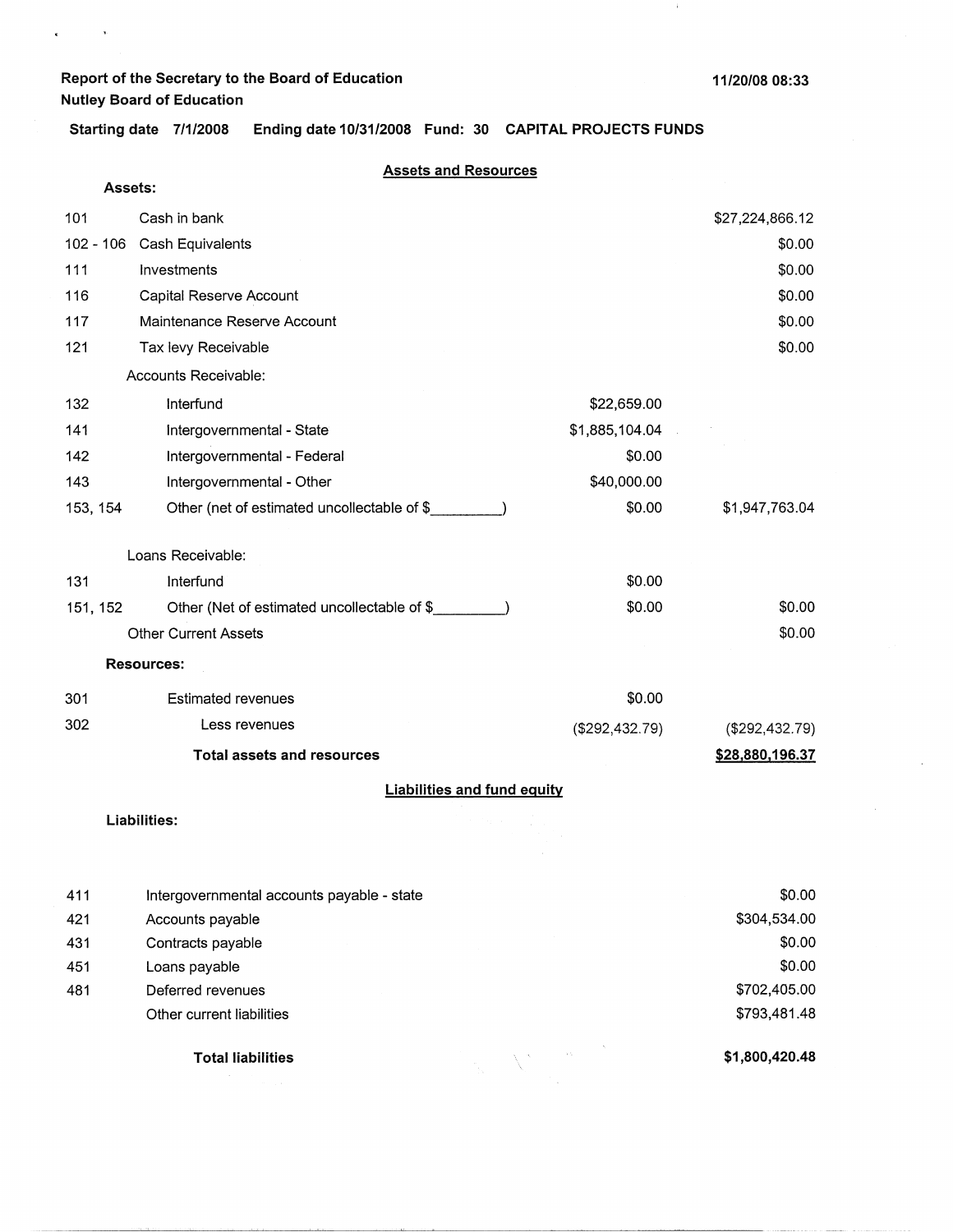Report of the Secretary to the Board of Education

Nutley Board of Education

11/20/08 08:33

Starting date 7/1/2008    Ending date 10/31/2008    Fund: 30    CAPITAL PROJECTS FUNDS

## Assets and Resources

**Assets:**

| Code | Description | | Amount |
|---|---|---|---|
| 101 | Cash in bank | | $27,224,866.12 |
| 102 - 106 | Cash Equivalents | | $0.00 |
| 111 | Investments | | $0.00 |
| 116 | Capital Reserve Account | | $0.00 |
| 117 | Maintenance Reserve Account | | $0.00 |
| 121 | Tax levy Receivable | | $0.00 |
| | Accounts Receivable: | | |
| 132 | Interfund | $22,659.00 | |
| 141 | Intergovernmental - State | $1,885,104.04 | |
| 142 | Intergovernmental - Federal | $0.00 | |
| 143 | Intergovernmental - Other | $40,000.00 | |
| 153, 154 | Other (net of estimated uncollectable of $_________) | $0.00 | $1,947,763.04 |
| | Loans Receivable: | | |
| 131 | Interfund | $0.00 | |
| 151, 152 | Other (Net of estimated uncollectable of $_________) | $0.00 | $0.00 |
| | Other Current Assets | | $0.00 |

**Resources:**

| Code | Description | | Amount |
|---|---|---|---|
| 301 | Estimated revenues | $0.00 | |
| 302 | Less revenues | ($292,432.79) | ($292,432.79) |
| | **Total assets and resources** | | **$28,880,196.37** |

## Liabilities and fund equity

**Liabilities:**

| Code | Description | Amount |
|---|---|---|
| 411 | Intergovernmental accounts payable - state | $0.00 |
| 421 | Accounts payable | $304,534.00 |
| 431 | Contracts payable | $0.00 |
| 451 | Loans payable | $0.00 |
| 481 | Deferred revenues | $702,405.00 |
| | Other current liabilities | $793,481.48 |
| | **Total liabilities** | **$1,800,420.48** |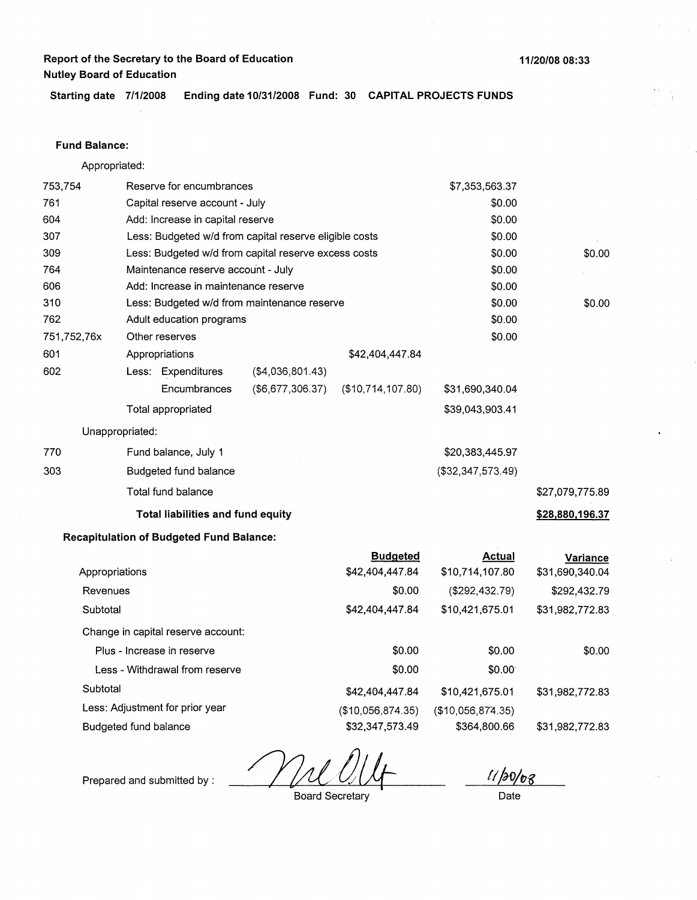**Report of the Secretary to the Board of Education**
**Nutley Board of Education**

11/20/08 08:33

**Starting date 7/1/2008 Ending date 10/31/2008 Fund: 30 CAPITAL PROJECTS FUNDS**

**Fund Balance:**

Appropriated:

| | | | | | |
|---|---|---|---|---|---|
| 753,754 | Reserve for encumbrances | | | $7,353,563.37 | |
| 761 | Capital reserve account - July | | | $0.00 | |
| 604 | Add: Increase in capital reserve | | | $0.00 | |
| 307 | Less: Budgeted w/d from capital reserve eligible costs | | | $0.00 | |
| 309 | Less: Budgeted w/d from capital reserve excess costs | | | $0.00 | $0.00 |
| 764 | Maintenance reserve account - July | | | $0.00 | |
| 606 | Add: Increase in maintenance reserve | | | $0.00 | |
| 310 | Less: Budgeted w/d from maintenance reserve | | | $0.00 | $0.00 |
| 762 | Adult education programs | | | $0.00 | |
| 751,752,76x | Other reserves | | | $0.00 | |
| 601 | Appropriations | | $42,404,447.84 | | |
| 602 | Less: Expenditures | ($4,036,801.43) | | | |
| | Encumbrances | ($6,677,306.37) | ($10,714,107.80) | $31,690,340.04 | |
| | Total appropriated | | | $39,043,903.41 | |

Unappropriated:

| | | | |
|---|---|---|---|
| 770 | Fund balance, July 1 | $20,383,445.97 | |
| 303 | Budgeted fund balance | ($32,347,573.49) | |
| | Total fund balance | | $27,079,775.89 |
| | **Total liabilities and fund equity** | | **$28,880,196.37** |

**Recapitulation of Budgeted Fund Balance:**

| | Budgeted | Actual | Variance |
|---|---|---|---|
| Appropriations | $42,404,447.84 | $10,714,107.80 | $31,690,340.04 |
| Revenues | $0.00 | ($292,432.79) | $292,432.79 |
| Subtotal | $42,404,447.84 | $10,421,675.01 | $31,982,772.83 |
| Change in capital reserve account: | | | |
| Plus - Increase in reserve | $0.00 | $0.00 | $0.00 |
| Less - Withdrawal from reserve | $0.00 | $0.00 | |
| Subtotal | $42,404,447.84 | $10,421,675.01 | $31,982,772.83 |
| Less: Adjustment for prior year | ($10,056,874.35) | ($10,056,874.35) | |
| Budgeted fund balance | $32,347,573.49 | $364,800.66 | $31,982,772.83 |

Prepared and submitted by : Board Secretary    Date: 11/20/08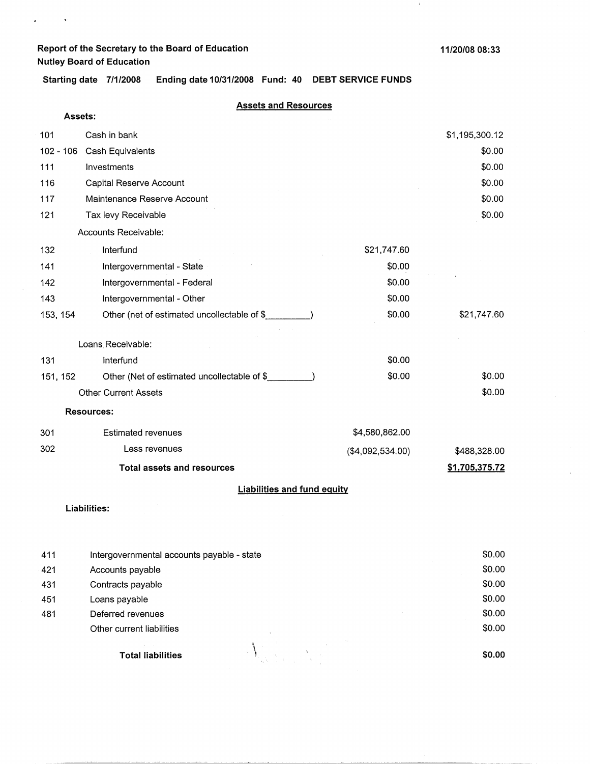**Report of the Secretary to the Board of Education**
**Nutley Board of Education**

11/20/08 08:33

**Starting date 7/1/2008 Ending date 10/31/2008 Fund: 40 DEBT SERVICE FUNDS**

## Assets and Resources

**Assets:**

| | | | |
|---|---|---|---|
| 101 | Cash in bank | | $1,195,300.12 |
| 102 - 106 | Cash Equivalents | | $0.00 |
| 111 | Investments | | $0.00 |
| 116 | Capital Reserve Account | | $0.00 |
| 117 | Maintenance Reserve Account | | $0.00 |
| 121 | Tax levy Receivable | | $0.00 |
| | Accounts Receivable: | | |
| 132 | Interfund | $21,747.60 | |
| 141 | Intergovernmental - State | $0.00 | |
| 142 | Intergovernmental - Federal | $0.00 | |
| 143 | Intergovernmental - Other | $0.00 | |
| 153, 154 | Other (net of estimated uncollectable of $_________) | $0.00 | $21,747.60 |
| | Loans Receivable: | | |
| 131 | Interfund | $0.00 | |
| 151, 152 | Other (Net of estimated uncollectable of $_________) | $0.00 | $0.00 |
| | Other Current Assets | | $0.00 |

**Resources:**

| | | | |
|---|---|---|---|
| 301 | Estimated revenues | $4,580,862.00 | |
| 302 | Less revenues | ($4,092,534.00) | $488,328.00 |
| | **Total assets and resources** | | **$1,705,375.72** |

## Liabilities and fund equity

**Liabilities:**

| | | |
|---|---|---|
| 411 | Intergovernmental accounts payable - state | $0.00 |
| 421 | Accounts payable | $0.00 |
| 431 | Contracts payable | $0.00 |
| 451 | Loans payable | $0.00 |
| 481 | Deferred revenues | $0.00 |
| | Other current liabilities | $0.00 |
| | **Total liabilities** | **$0.00** |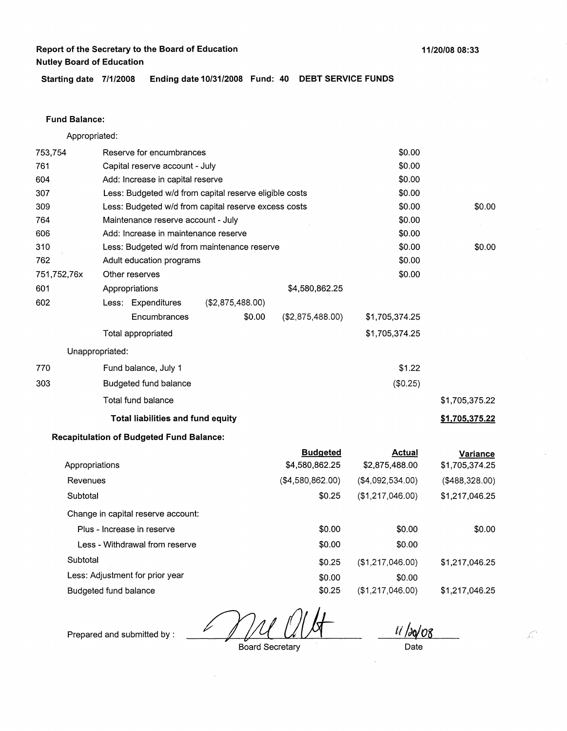**Report of the Secretary to the Board of Education**
**Nutley Board of Education**

**11/20/08 08:33**

**Starting date 7/1/2008 Ending date 10/31/2008 Fund: 40 DEBT SERVICE FUNDS**

**Fund Balance:**

Appropriated:

| | | | | | |
|---|---|---|---|---|---|
| 753,754 | Reserve for encumbrances | | | $0.00 | |
| 761 | Capital reserve account - July | | | $0.00 | |
| 604 | Add: Increase in capital reserve | | | $0.00 | |
| 307 | Less: Budgeted w/d from capital reserve eligible costs | | | $0.00 | |
| 309 | Less: Budgeted w/d from capital reserve excess costs | | | $0.00 | $0.00 |
| 764 | Maintenance reserve account - July | | | $0.00 | |
| 606 | Add: Increase in maintenance reserve | | | $0.00 | |
| 310 | Less: Budgeted w/d from maintenance reserve | | | $0.00 | $0.00 |
| 762 | Adult education programs | | | $0.00 | |
| 751,752,76x | Other reserves | | | $0.00 | |
| 601 | Appropriations | | $4,580,862.25 | | |
| 602 | Less: Expenditures | ($2,875,488.00) | | | |
| | Encumbrances | $0.00 | ($2,875,488.00) | $1,705,374.25 | |
| | Total appropriated | | | $1,705,374.25 | |

Unappropriated:

| | | | |
|---|---|---|---|
| 770 | Fund balance, July 1 | $1.22 | |
| 303 | Budgeted fund balance | ($0.25) | |
| | Total fund balance | | $1,705,375.22 |
| | **Total liabilities and fund equity** | | **$1,705,375.22** |

**Recapitulation of Budgeted Fund Balance:**

| | Budgeted | Actual | Variance |
|---|---|---|---|
| Appropriations | $4,580,862.25 | $2,875,488.00 | $1,705,374.25 |
| Revenues | ($4,580,862.00) | ($4,092,534.00) | ($488,328.00) |
| Subtotal | $0.25 | ($1,217,046.00) | $1,217,046.25 |
| Change in capital reserve account: | | | |
| Plus - Increase in reserve | $0.00 | $0.00 | $0.00 |
| Less - Withdrawal from reserve | $0.00 | $0.00 | |
| Subtotal | $0.25 | ($1,217,046.00) | $1,217,046.25 |
| Less: Adjustment for prior year | $0.00 | $0.00 | |
| Budgeted fund balance | $0.25 | ($1,217,046.00) | $1,217,046.25 |

Prepared and submitted by : _______________ Board Secretary     11/20/08 Date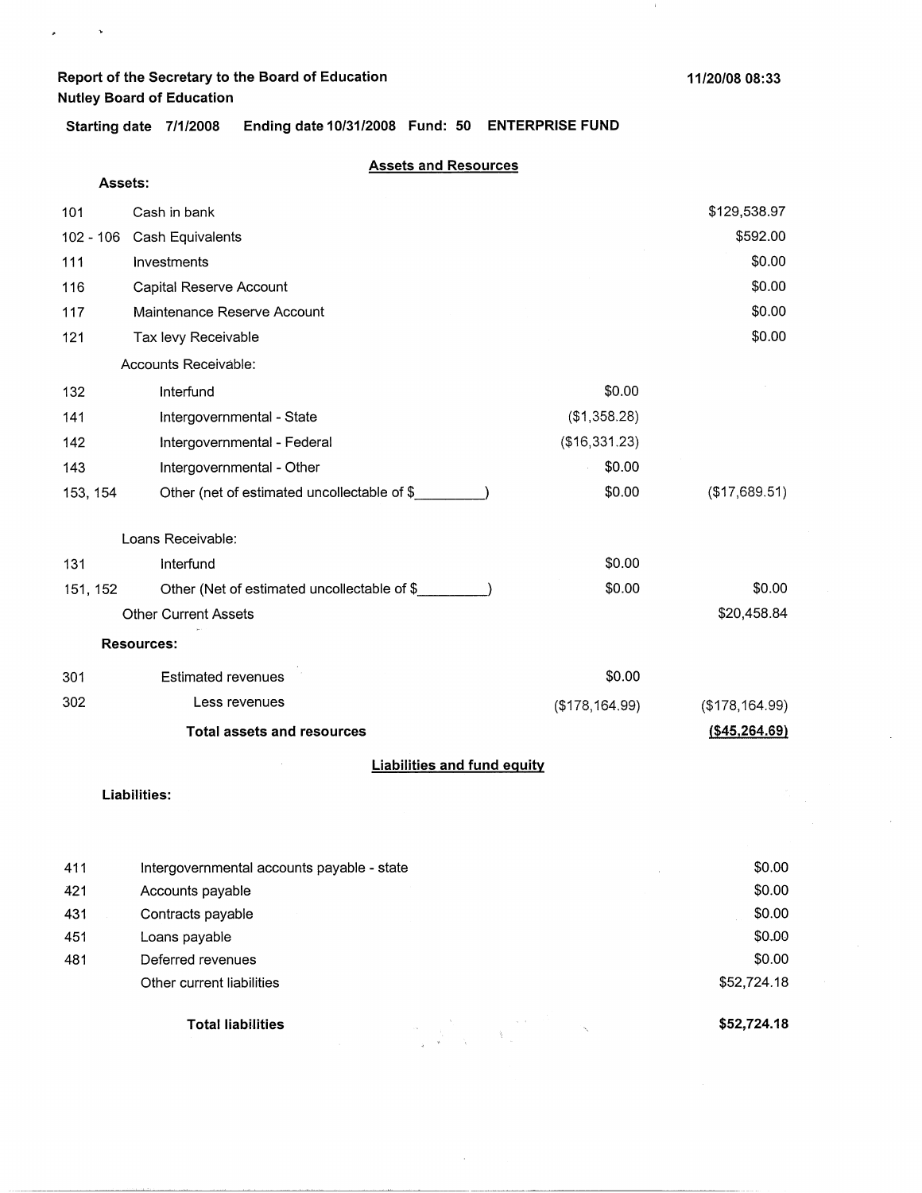Report of the Secretary to the Board of Education
Nutley Board of Education

11/20/08 08:33

Starting date 7/1/2008 Ending date 10/31/2008 Fund: 50 ENTERPRISE FUND

## Assets and Resources

**Assets:**

| | | | |
|---|---|---|---|
| 101 | Cash in bank | | $129,538.97 |
| 102 - 106 | Cash Equivalents | | $592.00 |
| 111 | Investments | | $0.00 |
| 116 | Capital Reserve Account | | $0.00 |
| 117 | Maintenance Reserve Account | | $0.00 |
| 121 | Tax levy Receivable | | $0.00 |
| | Accounts Receivable: | | |
| 132 | Interfund | $0.00 | |
| 141 | Intergovernmental - State | ($1,358.28) | |
| 142 | Intergovernmental - Federal | ($16,331.23) | |
| 143 | Intergovernmental - Other | $0.00 | |
| 153, 154 | Other (net of estimated uncollectable of $_________) | $0.00 | ($17,689.51) |
| | Loans Receivable: | | |
| 131 | Interfund | $0.00 | |
| 151, 152 | Other (Net of estimated uncollectable of $_________) | $0.00 | $0.00 |
| | Other Current Assets | | $20,458.84 |
| | **Resources:** | | |
| 301 | Estimated revenues | $0.00 | |
| 302 | Less revenues | ($178,164.99) | ($178,164.99) |
| | **Total assets and resources** | | **($45,264.69)** |

## Liabilities and fund equity

**Liabilities:**

| | | |
|---|---|---|
| 411 | Intergovernmental accounts payable - state | $0.00 |
| 421 | Accounts payable | $0.00 |
| 431 | Contracts payable | $0.00 |
| 451 | Loans payable | $0.00 |
| 481 | Deferred revenues | $0.00 |
| | Other current liabilities | $52,724.18 |
| | **Total liabilities** | **$52,724.18** |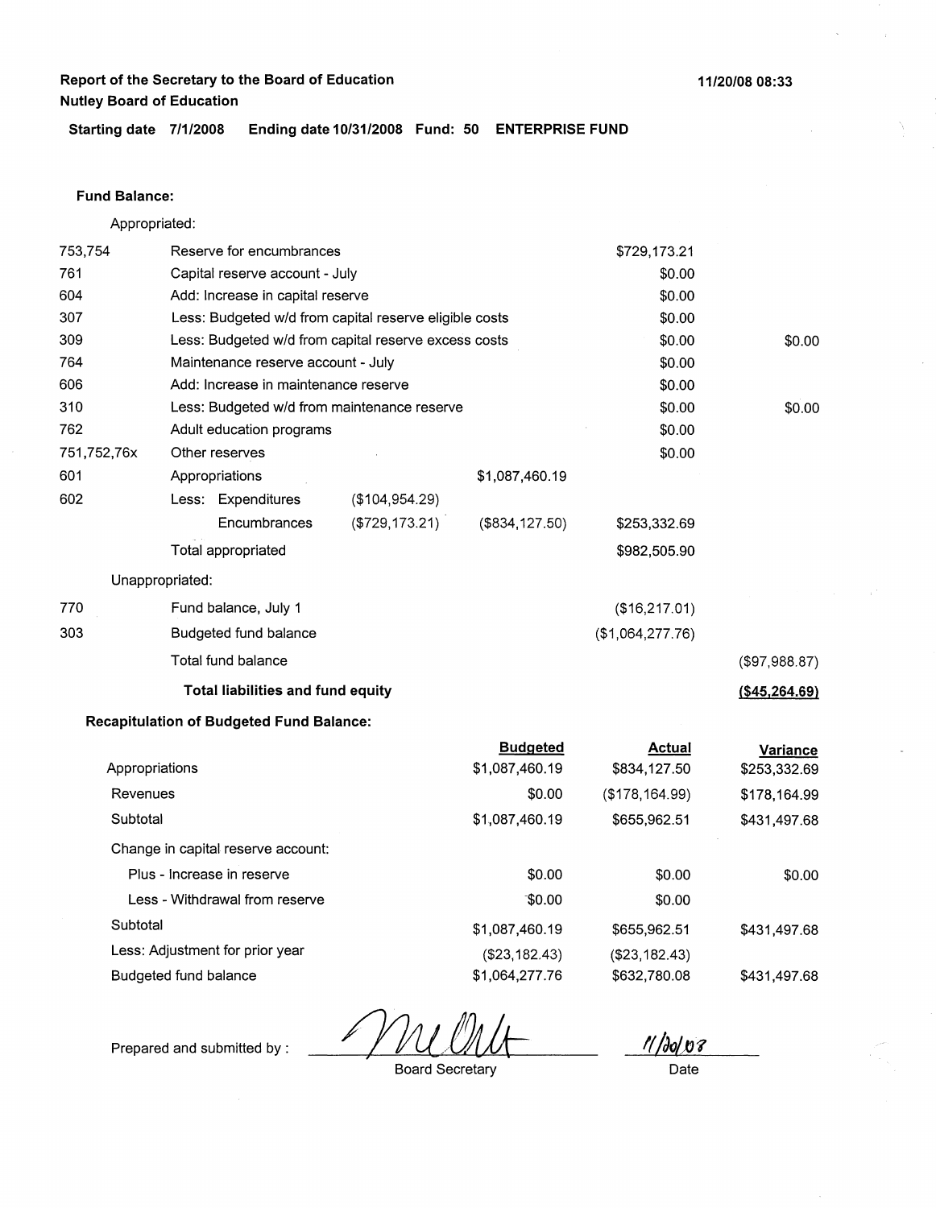**Report of the Secretary to the Board of Education**
**Nutley Board of Education**

11/20/08 08:33

**Starting date 7/1/2008 Ending date 10/31/2008 Fund: 50 ENTERPRISE FUND**

**Fund Balance:**

Appropriated:

| Code | Description | | | | |
|---|---|---|---|---|---|
| 753,754 | Reserve for encumbrances | | | $729,173.21 | |
| 761 | Capital reserve account - July | | | $0.00 | |
| 604 | Add: Increase in capital reserve | | | $0.00 | |
| 307 | Less: Budgeted w/d from capital reserve eligible costs | | | $0.00 | |
| 309 | Less: Budgeted w/d from capital reserve excess costs | | | $0.00 | $0.00 |
| 764 | Maintenance reserve account - July | | | $0.00 | |
| 606 | Add: Increase in maintenance reserve | | | $0.00 | |
| 310 | Less: Budgeted w/d from maintenance reserve | | | $0.00 | $0.00 |
| 762 | Adult education programs | | | $0.00 | |
| 751,752,76x | Other reserves | | | $0.00 | |
| 601 | Appropriations | | $1,087,460.19 | | |
| 602 | Less: Expenditures | ($104,954.29) | | | |
| | Encumbrances | ($729,173.21) | ($834,127.50) | $253,332.69 | |
| | Total appropriated | | | $982,505.90 | |

Unappropriated:

| Code | Description | | |
|---|---|---|---|
| 770 | Fund balance, July 1 | ($16,217.01) | |
| 303 | Budgeted fund balance | ($1,064,277.76) | |
| | Total fund balance | | ($97,988.87) |
| | **Total liabilities and fund equity** | | **($45,264.69)** |

**Recapitulation of Budgeted Fund Balance:**

| | Budgeted | Actual | Variance |
|---|---|---|---|
| Appropriations | $1,087,460.19 | $834,127.50 | $253,332.69 |
| Revenues | $0.00 | ($178,164.99) | $178,164.99 |
| Subtotal | $1,087,460.19 | $655,962.51 | $431,497.68 |
| Change in capital reserve account: | | | |
| Plus - Increase in reserve | $0.00 | $0.00 | $0.00 |
| Less - Withdrawal from reserve | $0.00 | $0.00 | |
| Subtotal | $1,087,460.19 | $655,962.51 | $431,497.68 |
| Less: Adjustment for prior year | ($23,182.43) | ($23,182.43) | |
| Budgeted fund balance | $1,064,277.76 | $632,780.08 | $431,497.68 |

Prepared and submitted by : ____________________ Board Secretary 11/20/08 Date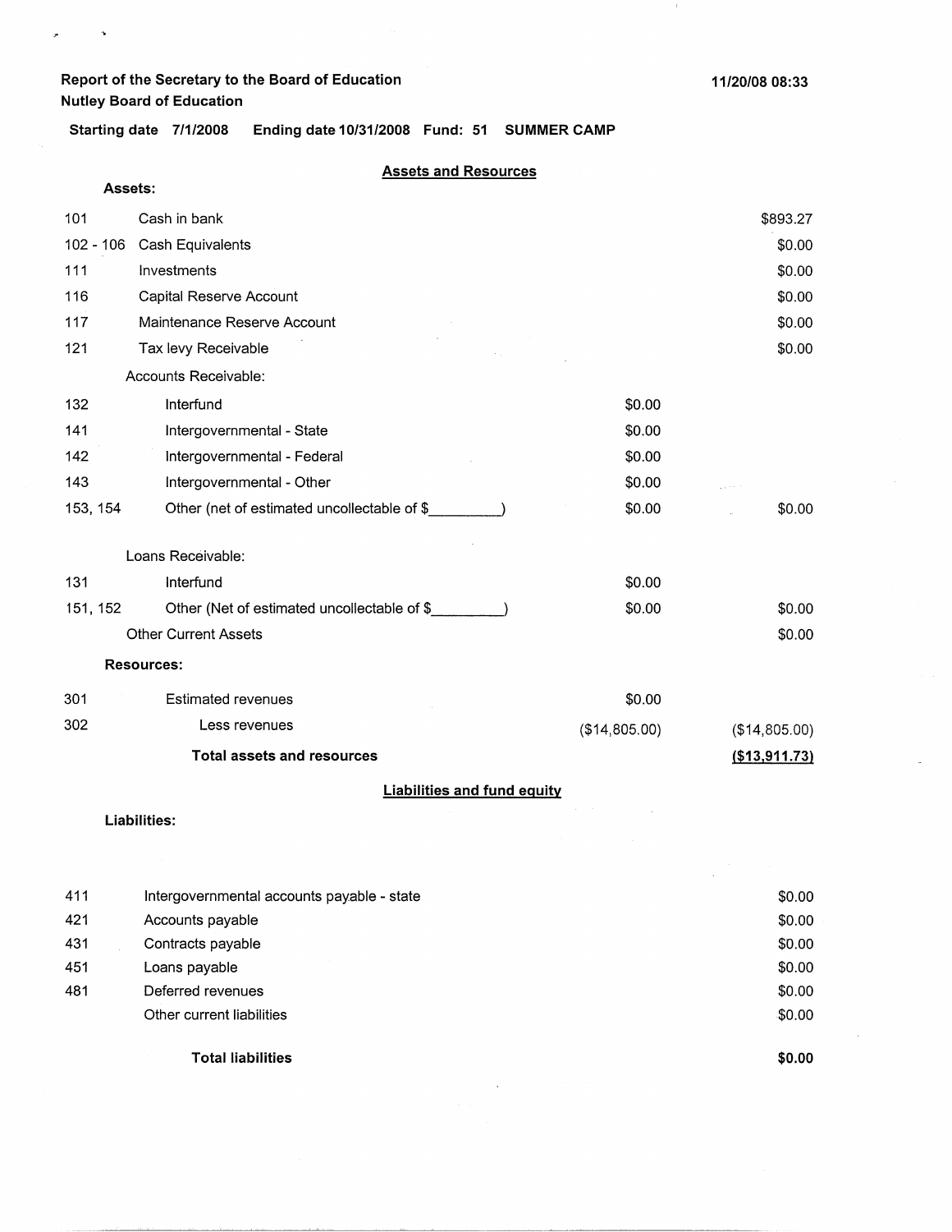**Report of the Secretary to the Board of Education**
**Nutley Board of Education**

11/20/08 08:33

**Starting date 7/1/2008 Ending date 10/31/2008 Fund: 51 SUMMER CAMP**

## Assets and Resources

**Assets:**

| | | | |
|---|---|---|---|
| 101 | Cash in bank | | $893.27 |
| 102 - 106 | Cash Equivalents | | $0.00 |
| 111 | Investments | | $0.00 |
| 116 | Capital Reserve Account | | $0.00 |
| 117 | Maintenance Reserve Account | | $0.00 |
| 121 | Tax levy Receivable | | $0.00 |
| | Accounts Receivable: | | |
| 132 | Interfund | $0.00 | |
| 141 | Intergovernmental - State | $0.00 | |
| 142 | Intergovernmental - Federal | $0.00 | |
| 143 | Intergovernmental - Other | $0.00 | |
| 153, 154 | Other (net of estimated uncollectable of $_________) | $0.00 | $0.00 |
| | Loans Receivable: | | |
| 131 | Interfund | $0.00 | |
| 151, 152 | Other (Net of estimated uncollectable of $_________) | $0.00 | $0.00 |
| | Other Current Assets | | $0.00 |

**Resources:**

| | | | |
|---|---|---|---|
| 301 | Estimated revenues | $0.00 | |
| 302 | Less revenues | ($14,805.00) | ($14,805.00) |
| | **Total assets and resources** | | **($13,911.73)** |

## Liabilities and fund equity

**Liabilities:**

| | | |
|---|---|---|
| 411 | Intergovernmental accounts payable - state | $0.00 |
| 421 | Accounts payable | $0.00 |
| 431 | Contracts payable | $0.00 |
| 451 | Loans payable | $0.00 |
| 481 | Deferred revenues | $0.00 |
| | Other current liabilities | $0.00 |
| | **Total liabilities** | **$0.00** |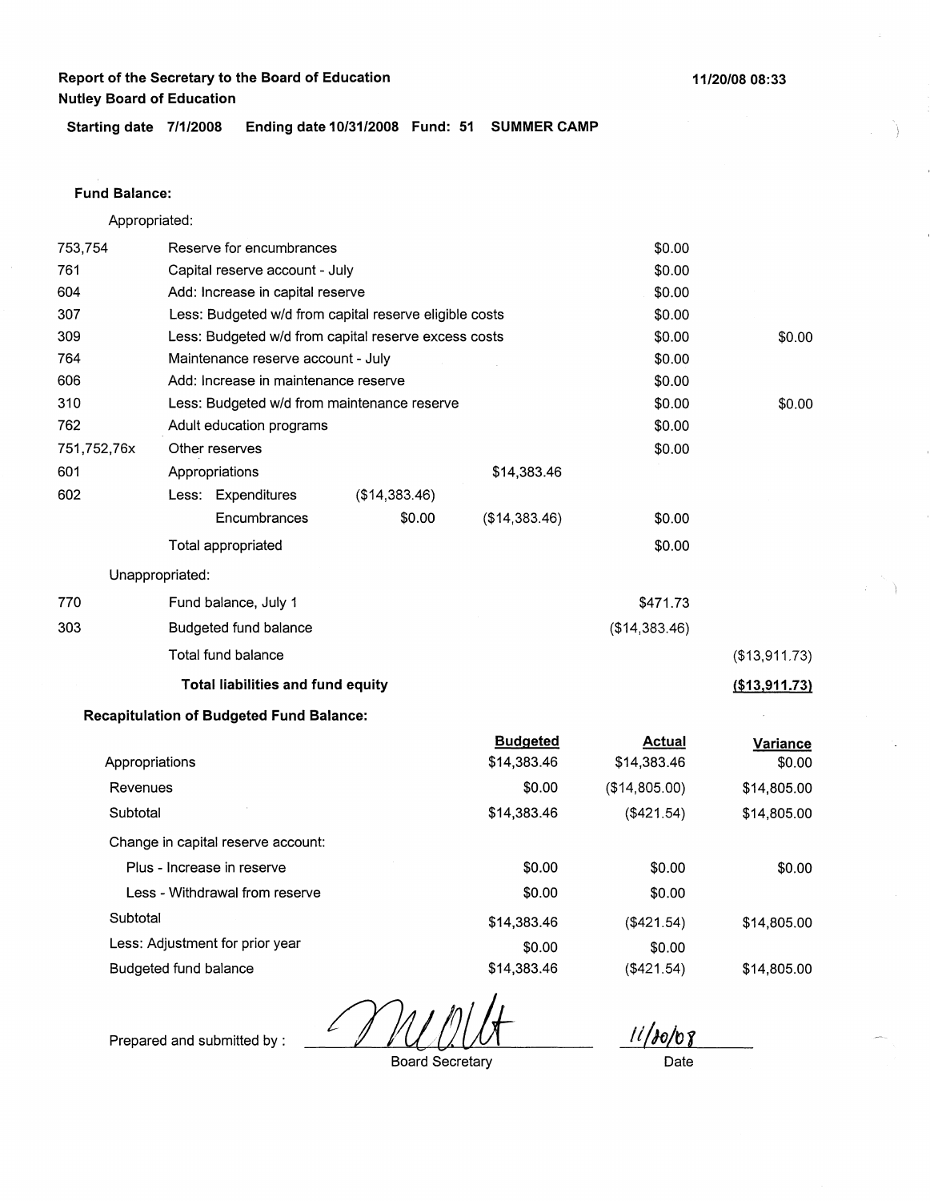**Report of the Secretary to the Board of Education**
**Nutley Board of Education**

11/20/08 08:33

**Starting date 7/1/2008 Ending date 10/31/2008 Fund: 51 SUMMER CAMP**

**Fund Balance:**

Appropriated:

| | | | | | |
|---|---|---|---|---|---|
| 753,754 | Reserve for encumbrances | | | $0.00 | |
| 761 | Capital reserve account - July | | | $0.00 | |
| 604 | Add: Increase in capital reserve | | | $0.00 | |
| 307 | Less: Budgeted w/d from capital reserve eligible costs | | | $0.00 | |
| 309 | Less: Budgeted w/d from capital reserve excess costs | | | $0.00 | $0.00 |
| 764 | Maintenance reserve account - July | | | $0.00 | |
| 606 | Add: Increase in maintenance reserve | | | $0.00 | |
| 310 | Less: Budgeted w/d from maintenance reserve | | | $0.00 | $0.00 |
| 762 | Adult education programs | | | $0.00 | |
| 751,752,76x | Other reserves | | | $0.00 | |
| 601 | Appropriations | | $14,383.46 | | |
| 602 | Less: Expenditures | ($14,383.46) | | | |
| | Encumbrances | $0.00 | ($14,383.46) | $0.00 | |
| | Total appropriated | | | $0.00 | |

Unappropriated:

| | | | |
|---|---|---|---|
| 770 | Fund balance, July 1 | $471.73 | |
| 303 | Budgeted fund balance | ($14,383.46) | |
| | Total fund balance | | ($13,911.73) |
| | **Total liabilities and fund equity** | | **($13,911.73)** |

**Recapitulation of Budgeted Fund Balance:**

| | Budgeted | Actual | Variance |
|---|---|---|---|
| Appropriations | $14,383.46 | $14,383.46 | $0.00 |
| Revenues | $0.00 | ($14,805.00) | $14,805.00 |
| Subtotal | $14,383.46 | ($421.54) | $14,805.00 |
| Change in capital reserve account: | | | |
| Plus - Increase in reserve | $0.00 | $0.00 | $0.00 |
| Less - Withdrawal from reserve | $0.00 | $0.00 | |
| Subtotal | $14,383.46 | ($421.54) | $14,805.00 |
| Less: Adjustment for prior year | $0.00 | $0.00 | |
| Budgeted fund balance | $14,383.46 | ($421.54) | $14,805.00 |

Prepared and submitted by : [signature] Board Secretary

11/20/08 Date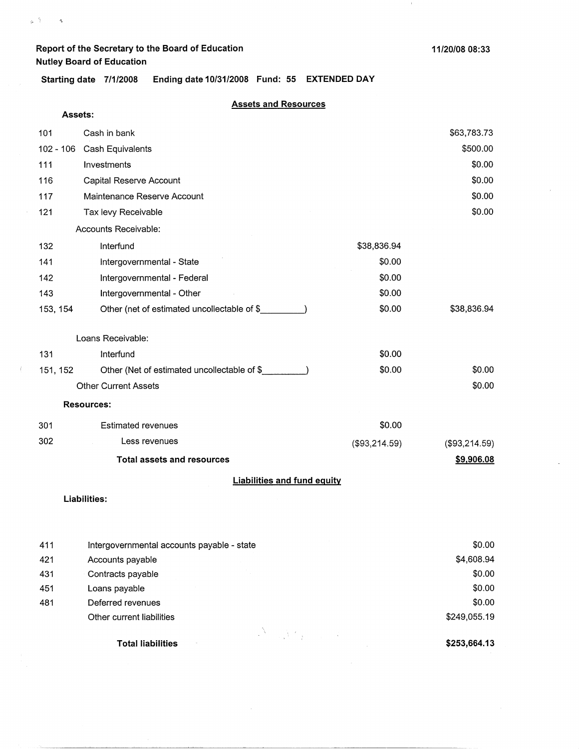Report of the Secretary to the Board of Education
Nutley Board of Education

11/20/08 08:33

**Starting date 7/1/2008 Ending date 10/31/2008 Fund: 55 EXTENDED DAY**

## Assets and Resources

**Assets:**

| | | | |
|---|---|---|---|
| 101 | Cash in bank | | $63,783.73 |
| 102 - 106 | Cash Equivalents | | $500.00 |
| 111 | Investments | | $0.00 |
| 116 | Capital Reserve Account | | $0.00 |
| 117 | Maintenance Reserve Account | | $0.00 |
| 121 | Tax levy Receivable | | $0.00 |
| | Accounts Receivable: | | |
| 132 | Interfund | $38,836.94 | |
| 141 | Intergovernmental - State | $0.00 | |
| 142 | Intergovernmental - Federal | $0.00 | |
| 143 | Intergovernmental - Other | $0.00 | |
| 153, 154 | Other (net of estimated uncollectable of $\_\_\_\_\_\_\_\_\_) | $0.00 | $38,836.94 |
| | Loans Receivable: | | |
| 131 | Interfund | $0.00 | |
| 151, 152 | Other (Net of estimated uncollectable of $\_\_\_\_\_\_\_\_\_) | $0.00 | $0.00 |
| | Other Current Assets | | $0.00 |

**Resources:**

| | | | |
|---|---|---|---|
| 301 | Estimated revenues | $0.00 | |
| 302 | Less revenues | ($93,214.59) | ($93,214.59) |
| | **Total assets and resources** | | **$9,906.08** |

## Liabilities and fund equity

**Liabilities:**

| | | |
|---|---|---|
| 411 | Intergovernmental accounts payable - state | $0.00 |
| 421 | Accounts payable | $4,608.94 |
| 431 | Contracts payable | $0.00 |
| 451 | Loans payable | $0.00 |
| 481 | Deferred revenues | $0.00 |
| | Other current liabilities | $249,055.19 |
| | **Total liabilities** | **$253,664.13** |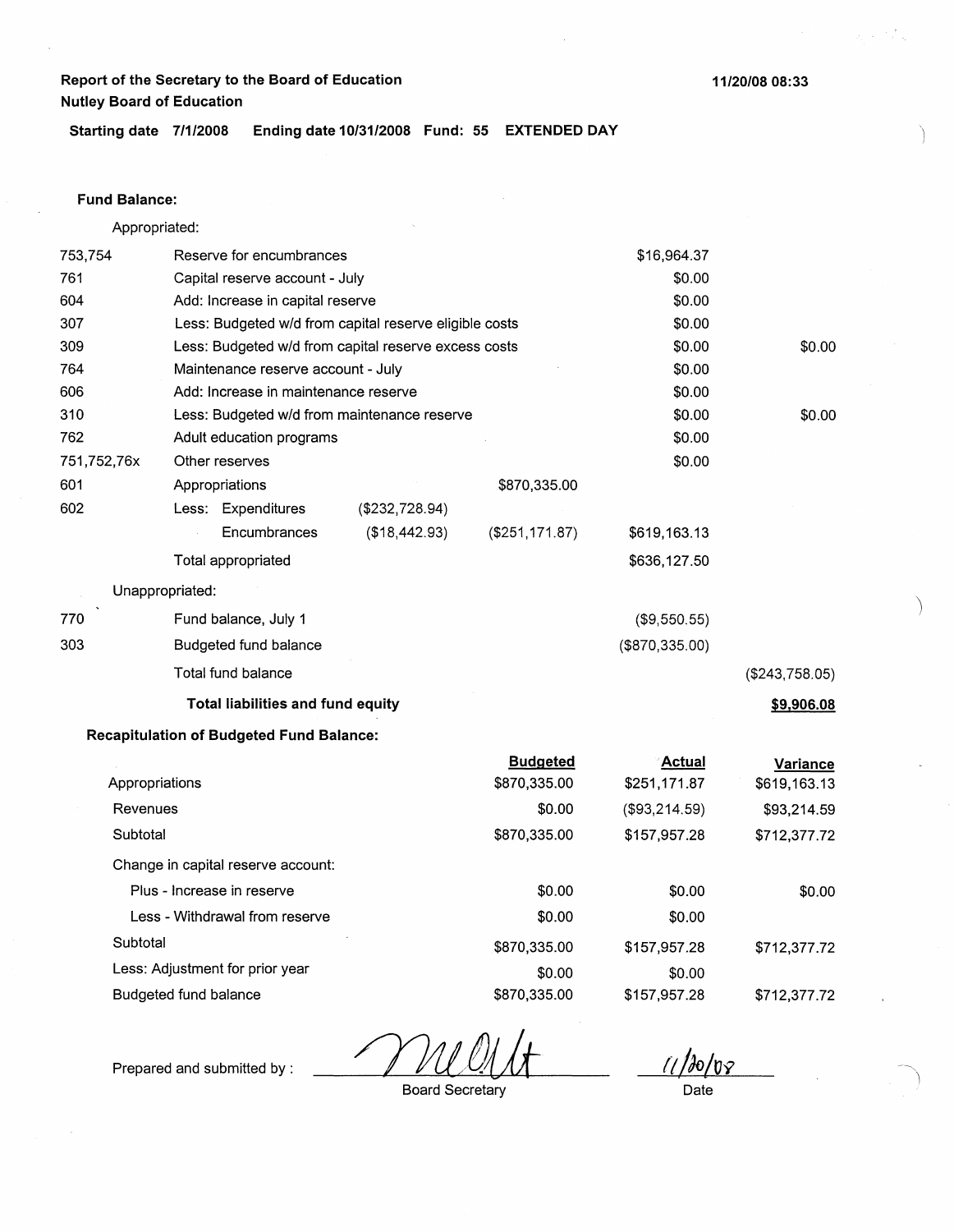**Report of the Secretary to the Board of Education**
**Nutley Board of Education**

11/20/08 08:33

**Starting date 7/1/2008 Ending date 10/31/2008 Fund: 55 EXTENDED DAY**

**Fund Balance:**

Appropriated:

| | | | | | | |
|---|---|---|---|---|---|---|
| 753,754 | Reserve for encumbrances | | | | $16,964.37 | |
| 761 | Capital reserve account - July | | | | $0.00 | |
| 604 | Add: Increase in capital reserve | | | | $0.00 | |
| 307 | Less: Budgeted w/d from capital reserve eligible costs | | | | $0.00 | |
| 309 | Less: Budgeted w/d from capital reserve excess costs | | | | $0.00 | $0.00 |
| 764 | Maintenance reserve account - July | | | | $0.00 | |
| 606 | Add: Increase in maintenance reserve | | | | $0.00 | |
| 310 | Less: Budgeted w/d from maintenance reserve | | | | $0.00 | $0.00 |
| 762 | Adult education programs | | | | $0.00 | |
| 751,752,76x | Other reserves | | | | $0.00 | |
| 601 | Appropriations | | | $870,335.00 | | |
| 602 | Less: | Expenditures | ($232,728.94) | | | |
| | | Encumbrances | ($18,442.93) | ($251,171.87) | $619,163.13 | |
| | Total appropriated | | | | $636,127.50 | |

Unappropriated:

| | | | |
|---|---|---|---|
| 770 | Fund balance, July 1 | ($9,550.55) | |
| 303 | Budgeted fund balance | ($870,335.00) | |
| | Total fund balance | | ($243,758.05) |
| | **Total liabilities and fund equity** | | **$9,906.08** |

**Recapitulation of Budgeted Fund Balance:**

| | Budgeted | Actual | Variance |
|---|---|---|---|
| Appropriations | $870,335.00 | $251,171.87 | $619,163.13 |
| Revenues | $0.00 | ($93,214.59) | $93,214.59 |
| Subtotal | $870,335.00 | $157,957.28 | $712,377.72 |
| Change in capital reserve account: | | | |
| Plus - Increase in reserve | $0.00 | $0.00 | $0.00 |
| Less - Withdrawal from reserve | $0.00 | $0.00 | |
| Subtotal | $870,335.00 | $157,957.28 | $712,377.72 |
| Less: Adjustment for prior year | $0.00 | $0.00 | |
| Budgeted fund balance | $870,335.00 | $157,957.28 | $712,377.72 |

Prepared and submitted by : ______________________ Board Secretary

11/20/08
Date